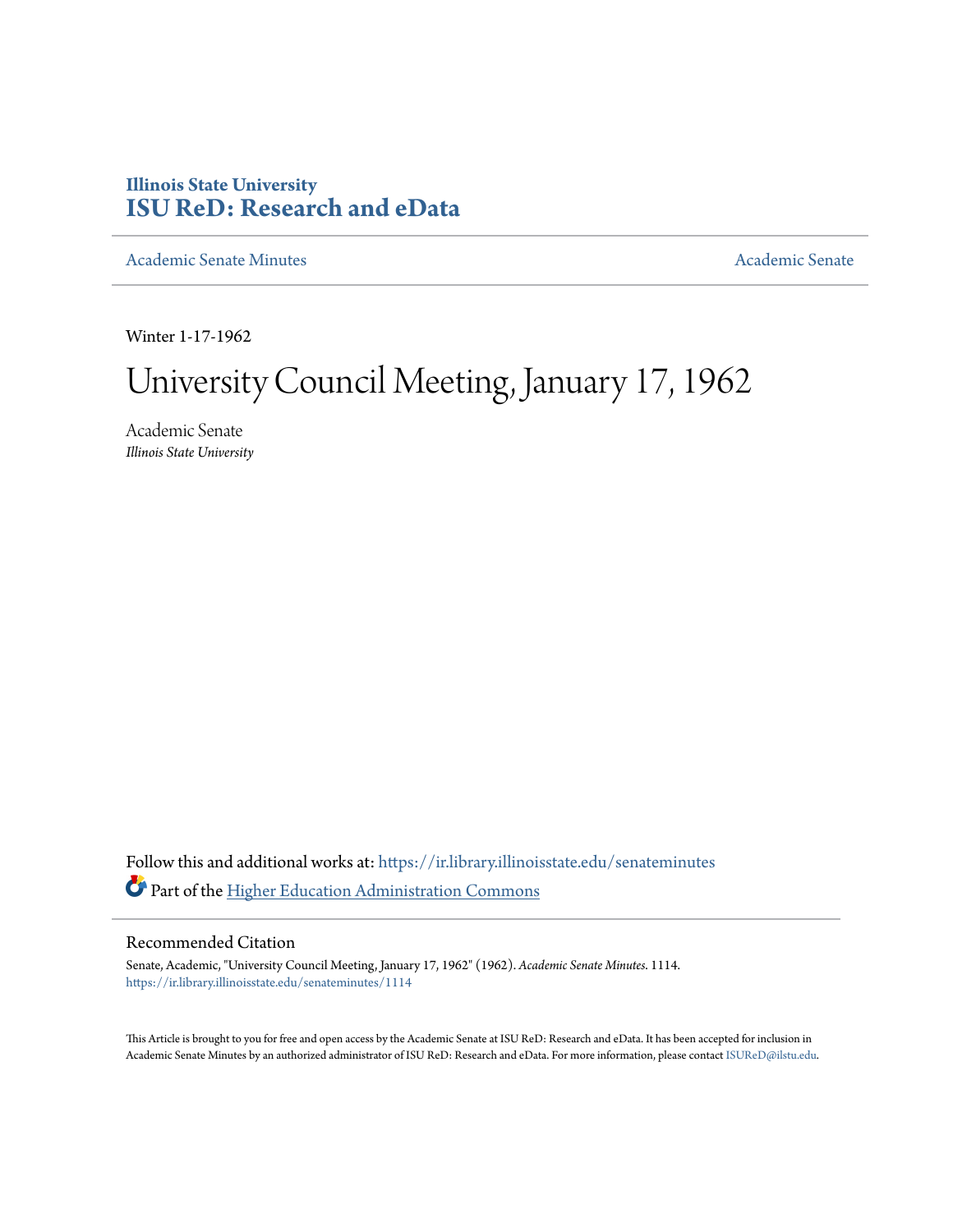Illinois State University
# ISU ReD: Research and eData

Academic Senate Minutes

Academic Senate

Winter 1-17-1962

# University Council Meeting, January 17, 1962

Academic Senate
*Illinois State University*

Follow this and additional works at: https://ir.library.illinoisstate.edu/senateminutes

Part of the Higher Education Administration Commons

## Recommended Citation

Senate, Academic, "University Council Meeting, January 17, 1962" (1962). *Academic Senate Minutes*. 1114. https://ir.library.illinoisstate.edu/senateminutes/1114

This Article is brought to you for free and open access by the Academic Senate at ISU ReD: Research and eData. It has been accepted for inclusion in Academic Senate Minutes by an authorized administrator of ISU ReD: Research and eData. For more information, please contact ISUReD@ilstu.edu.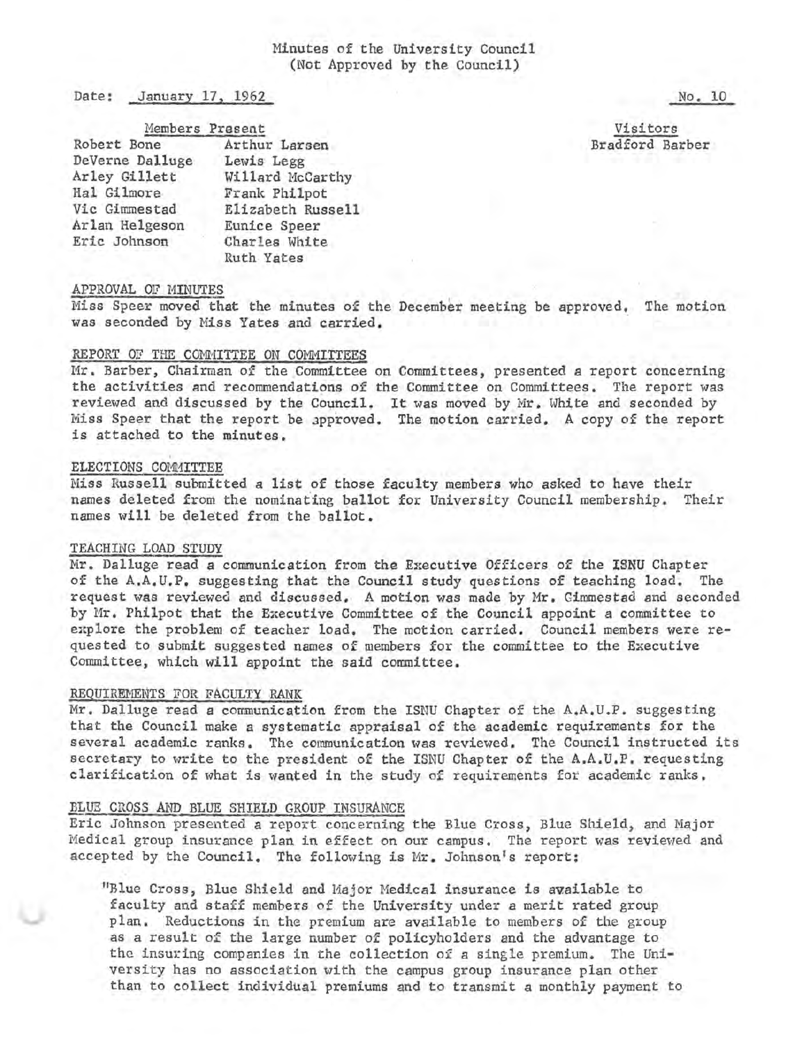Minutes of the University Council
(Not Approved by the Council)

Date: January 17, 1962

No. 10

| Members Present | | Visitors |
|---|---|---|
| Robert Bone | Arthur Larsen | Bradford Barber |
| DeVerne Dalluge | Lewis Legg | |
| Arley Gillett | Willard McCarthy | |
| Hal Gilmore | Frank Philpot | |
| Vic Gimmestad | Elizabeth Russell | |
| Arlan Helgeson | Eunice Speer | |
| Eric Johnson | Charles White | |
| | Ruth Yates | |

## APPROVAL OF MINUTES

Miss Speer moved that the minutes of the December meeting be approved. The motion was seconded by Miss Yates and carried.

## REPORT OF THE COMMITTEE ON COMMITTEES

Mr. Barber, Chairman of the Committee on Committees, presented a report concerning the activities and recommendations of the Committee on Committees. The report was reviewed and discussed by the Council. It was moved by Mr. White and seconded by Miss Speer that the report be approved. The motion carried. A copy of the report is attached to the minutes.

## ELECTIONS COMMITTEE

Miss Russell submitted a list of those faculty members who asked to have their names deleted from the nominating ballot for University Council membership. Their names will be deleted from the ballot.

## TEACHING LOAD STUDY

Mr. Dalluge read a communication from the Executive Officers of the ISNU Chapter of the A.A.U.P. suggesting that the Council study questions of teaching load. The request was reviewed and discussed. A motion was made by Mr. Gimmestad and seconded by Mr. Philpot that the Executive Committee of the Council appoint a committee to explore the problem of teacher load. The motion carried. Council members were requested to submit suggested names of members for the committee to the Executive Committee, which will appoint the said committee.

## REQUIREMENTS FOR FACULTY RANK

Mr. Dalluge read a communication from the ISNU Chapter of the A.A.U.P. suggesting that the Council make a systematic appraisal of the academic requirements for the several academic ranks. The communication was reviewed. The Council instructed its secretary to write to the president of the ISNU Chapter of the A.A.U.P. requesting clarification of what is wanted in the study of requirements for academic ranks.

## BLUE CROSS AND BLUE SHIELD GROUP INSURANCE

Eric Johnson presented a report concerning the Blue Cross, Blue Shield, and Major Medical group insurance plan in effect on our campus. The report was reviewed and accepted by the Council. The following is Mr. Johnson's report:

"Blue Cross, Blue Shield and Major Medical insurance is available to faculty and staff members of the University under a merit rated group plan. Reductions in the premium are available to members of the group as a result of the large number of policyholders and the advantage to the insuring companies in the collection of a single premium. The University has no association with the campus group insurance plan other than to collect individual premiums and to transmit a monthly payment to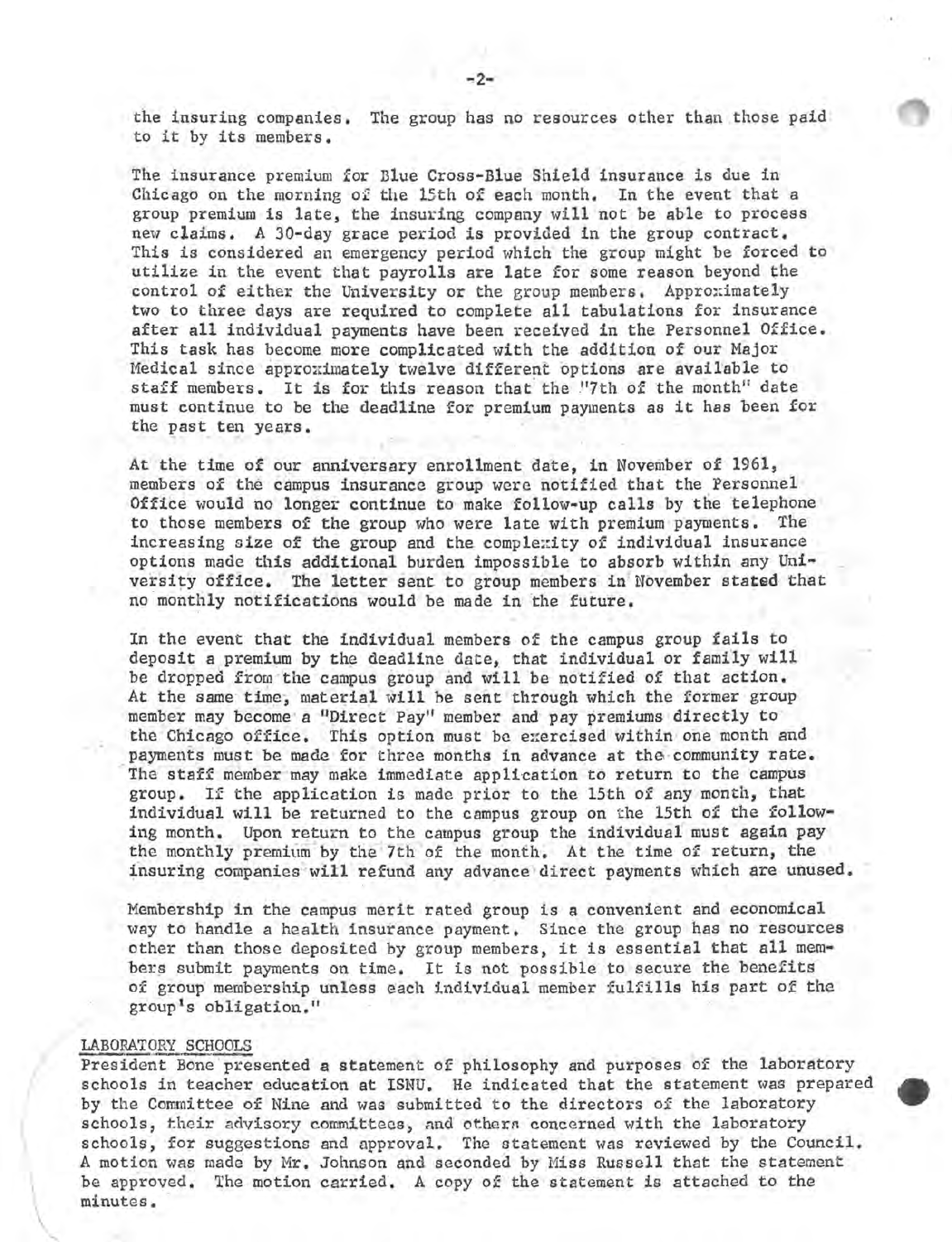the insuring companies. The group has no resources other than those paid to it by its members.

The insurance premium for Blue Cross-Blue Shield insurance is due in Chicago on the morning of the 15th of each month. In the event that a group premium is late, the insuring company will not be able to process new claims. A 30-day grace period is provided in the group contract. This is considered an emergency period which the group might be forced to utilize in the event that payrolls are late for some reason beyond the control of either the University or the group members. Approximately two to three days are required to complete all tabulations for insurance after all individual payments have been received in the Personnel Office. This task has become more complicated with the addition of our Major Medical since approximately twelve different options are available to staff members. It is for this reason that the "7th of the month" date must continue to be the deadline for premium payments as it has been for the past ten years.

At the time of our anniversary enrollment date, in November of 1961, members of the campus insurance group were notified that the Personnel Office would no longer continue to make follow-up calls by the telephone to those members of the group who were late with premium payments. The increasing size of the group and the complexity of individual insurance options made this additional burden impossible to absorb within any University office. The letter sent to group members in November stated that no monthly notifications would be made in the future.

In the event that the individual members of the campus group fails to deposit a premium by the deadline date, that individual or family will be dropped from the campus group and will be notified of that action. At the same time, material will be sent through which the former group member may become a "Direct Pay" member and pay premiums directly to the Chicago office. This option must be exercised within one month and payments must be made for three months in advance at the community rate. The staff member may make immediate application to return to the campus group. If the application is made prior to the 15th of any month, that individual will be returned to the campus group on the 15th of the following month. Upon return to the campus group the individual must again pay the monthly premium by the 7th of the month. At the time of return, the insuring companies will refund any advance direct payments which are unused.

Membership in the campus merit rated group is a convenient and economical way to handle a health insurance payment. Since the group has no resources other than those deposited by group members, it is essential that all members submit payments on time. It is not possible to secure the benefits of group membership unless each individual member fulfills his part of the group's obligation."

LABORATORY SCHOOLS

President Bone presented a statement of philosophy and purposes of the laboratory schools in teacher education at ISNU. He indicated that the statement was prepared by the Committee of Nine and was submitted to the directors of the laboratory schools, their advisory committees, and others concerned with the laboratory schools, for suggestions and approval. The statement was reviewed by the Council. A motion was made by Mr. Johnson and seconded by Miss Russell that the statement be approved. The motion carried. A copy of the statement is attached to the minutes.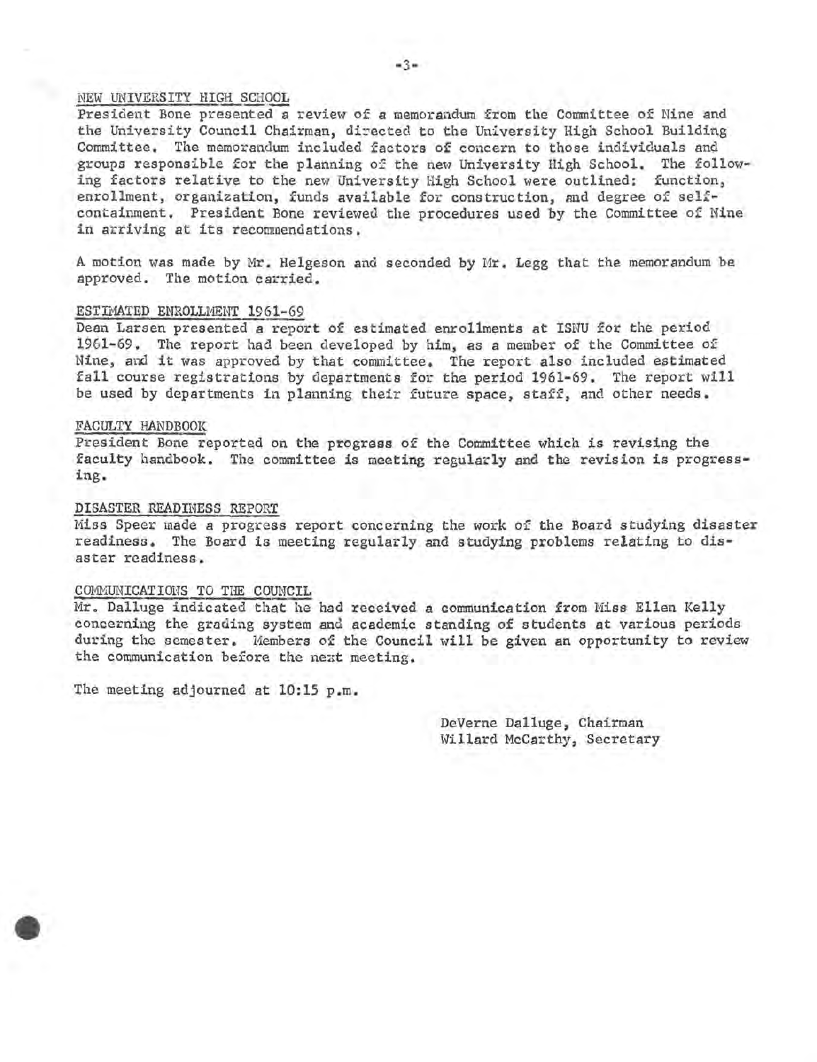## NEW UNIVERSITY HIGH SCHOOL

President Bone presented a review of a memorandum from the Committee of Nine and the University Council Chairman, directed to the University High School Building Committee. The memorandum included factors of concern to those individuals and groups responsible for the planning of the new University High School. The following factors relative to the new University High School were outlined: function, enrollment, organization, funds available for construction, and degree of self-containment. President Bone reviewed the procedures used by the Committee of Nine in arriving at its recommendations.

A motion was made by Mr. Helgeson and seconded by Mr. Legg that the memorandum be approved. The motion carried.

## ESTIMATED ENROLLMENT 1961-69

Dean Larsen presented a report of estimated enrollments at ISNU for the period 1961-69. The report had been developed by him, as a member of the Committee of Nine, and it was approved by that committee. The report also included estimated fall course registrations by departments for the period 1961-69. The report will be used by departments in planning their future space, staff, and other needs.

## FACULTY HANDBOOK

President Bone reported on the progress of the Committee which is revising the faculty handbook. The committee is meeting regularly and the revision is progressing.

## DISASTER READINESS REPORT

Miss Speer made a progress report concerning the work of the Board studying disaster readiness. The Board is meeting regularly and studying problems relating to disaster readiness.

## COMMUNICATIONS TO THE COUNCIL

Mr. Dalluge indicated that he had received a communication from Miss Ellen Kelly concerning the grading system and academic standing of students at various periods during the semester. Members of the Council will be given an opportunity to review the communication before the next meeting.

The meeting adjourned at 10:15 p.m.

DeVerne Dalluge, Chairman
Willard McCarthy, Secretary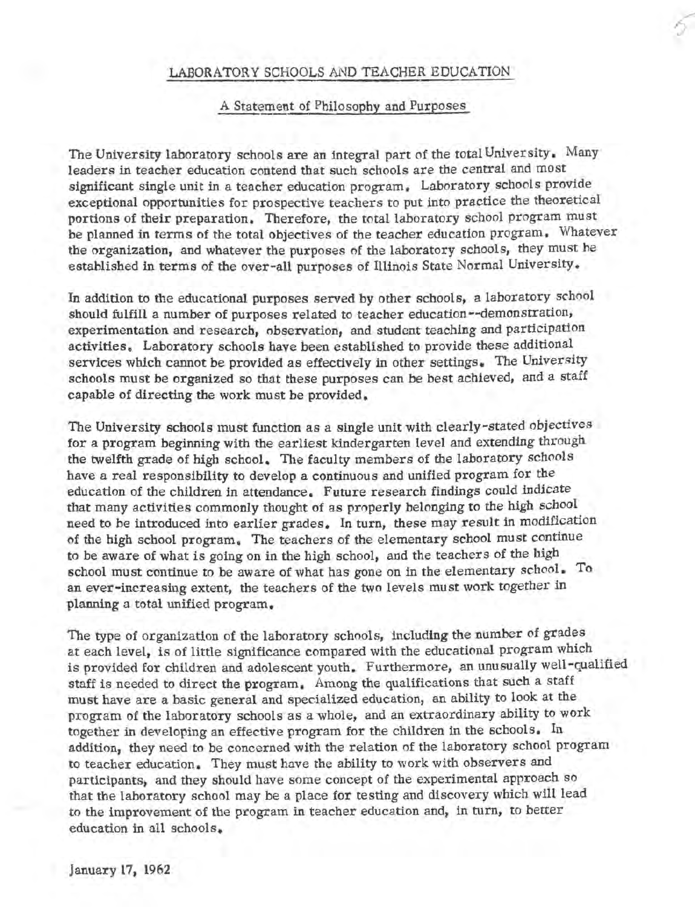## LABORATORY SCHOOLS AND TEACHER EDUCATION

### A Statement of Philosophy and Purposes

The University laboratory schools are an integral part of the total University. Many leaders in teacher education contend that such schools are the central and most significant single unit in a teacher education program. Laboratory schools provide exceptional opportunities for prospective teachers to put into practice the theoretical portions of their preparation. Therefore, the total laboratory school program must be planned in terms of the total objectives of the teacher education program. Whatever the organization, and whatever the purposes of the laboratory schools, they must be established in terms of the over-all purposes of Illinois State Normal University.

In addition to the educational purposes served by other schools, a laboratory school should fulfill a number of purposes related to teacher education--demonstration, experimentation and research, observation, and student teaching and participation activities. Laboratory schools have been established to provide these additional services which cannot be provided as effectively in other settings. The University schools must be organized so that these purposes can be best achieved, and a staff capable of directing the work must be provided.

The University schools must function as a single unit with clearly-stated objectives for a program beginning with the earliest kindergarten level and extending through the twelfth grade of high school. The faculty members of the laboratory schools have a real responsibility to develop a continuous and unified program for the education of the children in attendance. Future research findings could indicate that many activities commonly thought of as properly belonging to the high school need to be introduced into earlier grades. In turn, these may result in modification of the high school program. The teachers of the elementary school must continue to be aware of what is going on in the high school, and the teachers of the high school must continue to be aware of what has gone on in the elementary school. To an ever-increasing extent, the teachers of the two levels must work together in planning a total unified program.

The type of organization of the laboratory schools, including the number of grades at each level, is of little significance compared with the educational program which is provided for children and adolescent youth. Furthermore, an unusually well-qualified staff is needed to direct the program. Among the qualifications that such a staff must have are a basic general and specialized education, an ability to look at the program of the laboratory schools as a whole, and an extraordinary ability to work together in developing an effective program for the children in the schools. In addition, they need to be concerned with the relation of the laboratory school program to teacher education. They must have the ability to work with observers and participants, and they should have some concept of the experimental approach so that the laboratory school may be a place for testing and discovery which will lead to the improvement of the program in teacher education and, in turn, to better education in all schools.

January 17, 1962